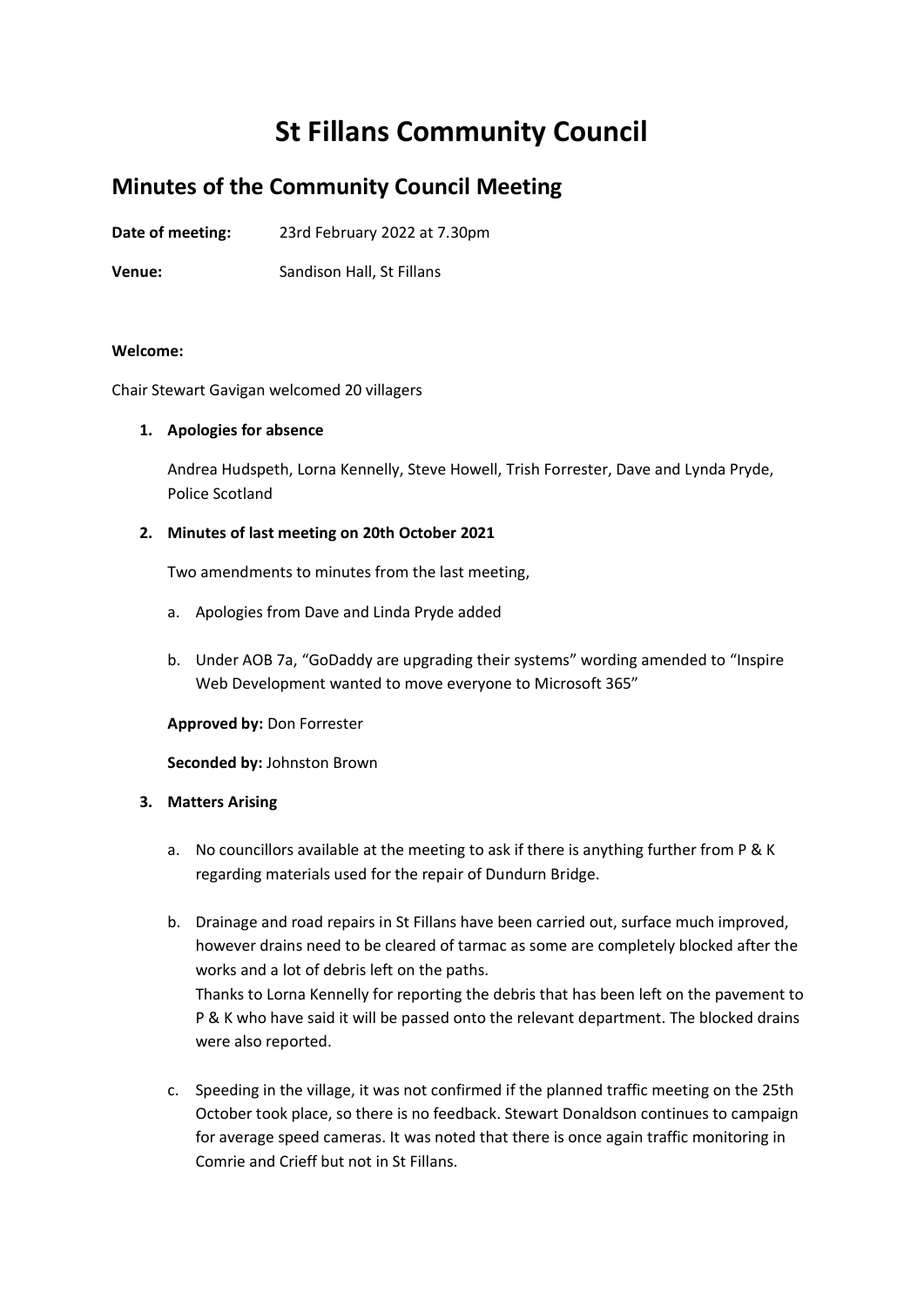# St Fillans Community Council

## Minutes of the Community Council Meeting

**Date of meeting:** 23rd February 2022 at 7.30pm

**Venue:** Sandison Hall, St Fillans

**Welcome:**

Chair Stewart Gavigan welcomed 20 villagers

1. **Apologies for absence**

   Andrea Hudspeth, Lorna Kennelly, Steve Howell, Trish Forrester, Dave and Lynda Pryde, Police Scotland

2. **Minutes of last meeting on 20th October 2021**

   Two amendments to minutes from the last meeting,

   a. Apologies from Dave and Linda Pryde added

   b. Under AOB 7a, "GoDaddy are upgrading their systems" wording amended to "Inspire Web Development wanted to move everyone to Microsoft 365"

   **Approved by:** Don Forrester

   **Seconded by:** Johnston Brown

3. **Matters Arising**

   a. No councillors available at the meeting to ask if there is anything further from P & K regarding materials used for the repair of Dundurn Bridge.

   b. Drainage and road repairs in St Fillans have been carried out, surface much improved, however drains need to be cleared of tarmac as some are completely blocked after the works and a lot of debris left on the paths.
   Thanks to Lorna Kennelly for reporting the debris that has been left on the pavement to P & K who have said it will be passed onto the relevant department. The blocked drains were also reported.

   c. Speeding in the village, it was not confirmed if the planned traffic meeting on the 25th October took place, so there is no feedback. Stewart Donaldson continues to campaign for average speed cameras. It was noted that there is once again traffic monitoring in Comrie and Crieff but not in St Fillans.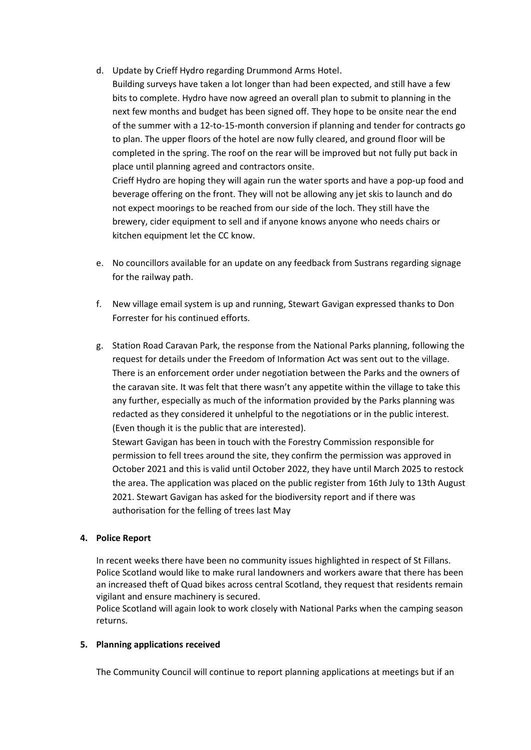d. Update by Crieff Hydro regarding Drummond Arms Hotel.

   Building surveys have taken a lot longer than had been expected, and still have a few bits to complete. Hydro have now agreed an overall plan to submit to planning in the next few months and budget has been signed off. They hope to be onsite near the end of the summer with a 12-to-15-month conversion if planning and tender for contracts go to plan. The upper floors of the hotel are now fully cleared, and ground floor will be completed in the spring. The roof on the rear will be improved but not fully put back in place until planning agreed and contractors onsite.

   Crieff Hydro are hoping they will again run the water sports and have a pop-up food and beverage offering on the front. They will not be allowing any jet skis to launch and do not expect moorings to be reached from our side of the loch. They still have the brewery, cider equipment to sell and if anyone knows anyone who needs chairs or kitchen equipment let the CC know.

e. No councillors available for an update on any feedback from Sustrans regarding signage for the railway path.

f. New village email system is up and running, Stewart Gavigan expressed thanks to Don Forrester for his continued efforts.

g. Station Road Caravan Park, the response from the National Parks planning, following the request for details under the Freedom of Information Act was sent out to the village. There is an enforcement order under negotiation between the Parks and the owners of the caravan site. It was felt that there wasn't any appetite within the village to take this any further, especially as much of the information provided by the Parks planning was redacted as they considered it unhelpful to the negotiations or in the public interest. (Even though it is the public that are interested).

   Stewart Gavigan has been in touch with the Forestry Commission responsible for permission to fell trees around the site, they confirm the permission was approved in October 2021 and this is valid until October 2022, they have until March 2025 to restock the area. The application was placed on the public register from 16th July to 13th August 2021. Stewart Gavigan has asked for the biodiversity report and if there was authorisation for the felling of trees last May

**4. Police Report**

In recent weeks there have been no community issues highlighted in respect of St Fillans. Police Scotland would like to make rural landowners and workers aware that there has been an increased theft of Quad bikes across central Scotland, they request that residents remain vigilant and ensure machinery is secured.

Police Scotland will again look to work closely with National Parks when the camping season returns.

**5. Planning applications received**

The Community Council will continue to report planning applications at meetings but if an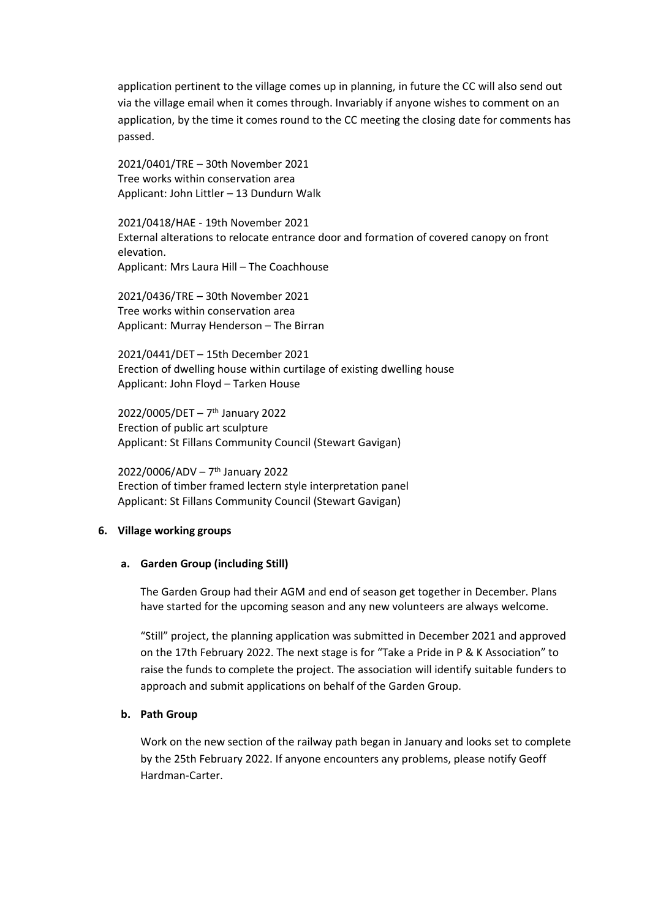application pertinent to the village comes up in planning, in future the CC will also send out via the village email when it comes through. Invariably if anyone wishes to comment on an application, by the time it comes round to the CC meeting the closing date for comments has passed.

2021/0401/TRE – 30th November 2021
Tree works within conservation area
Applicant: John Littler – 13 Dundurn Walk

2021/0418/HAE - 19th November 2021
External alterations to relocate entrance door and formation of covered canopy on front elevation.
Applicant: Mrs Laura Hill – The Coachhouse

2021/0436/TRE – 30th November 2021
Tree works within conservation area
Applicant: Murray Henderson – The Birran

2021/0441/DET – 15th December 2021
Erection of dwelling house within curtilage of existing dwelling house
Applicant: John Floyd – Tarken House

2022/0005/DET – 7th January 2022
Erection of public art sculpture
Applicant: St Fillans Community Council (Stewart Gavigan)

2022/0006/ADV – 7th January 2022
Erection of timber framed lectern style interpretation panel
Applicant: St Fillans Community Council (Stewart Gavigan)

**6. Village working groups**

**a. Garden Group (including Still)**

The Garden Group had their AGM and end of season get together in December. Plans have started for the upcoming season and any new volunteers are always welcome.

"Still" project, the planning application was submitted in December 2021 and approved on the 17th February 2022. The next stage is for "Take a Pride in P & K Association" to raise the funds to complete the project. The association will identify suitable funders to approach and submit applications on behalf of the Garden Group.

**b. Path Group**

Work on the new section of the railway path began in January and looks set to complete by the 25th February 2022. If anyone encounters any problems, please notify Geoff Hardman-Carter.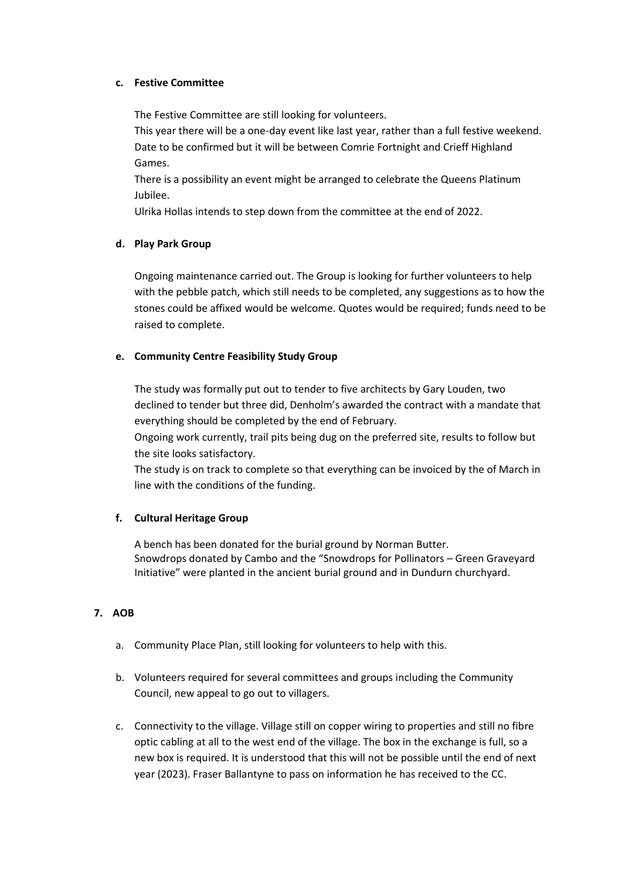**c. Festive Committee**

The Festive Committee are still looking for volunteers.
This year there will be a one-day event like last year, rather than a full festive weekend. Date to be confirmed but it will be between Comrie Fortnight and Crieff Highland Games.
There is a possibility an event might be arranged to celebrate the Queens Platinum Jubilee.
Ulrika Hollas intends to step down from the committee at the end of 2022.

**d. Play Park Group**

Ongoing maintenance carried out. The Group is looking for further volunteers to help with the pebble patch, which still needs to be completed, any suggestions as to how the stones could be affixed would be welcome. Quotes would be required; funds need to be raised to complete.

**e. Community Centre Feasibility Study Group**

The study was formally put out to tender to five architects by Gary Louden, two declined to tender but three did, Denholm's awarded the contract with a mandate that everything should be completed by the end of February.
Ongoing work currently, trail pits being dug on the preferred site, results to follow but the site looks satisfactory.
The study is on track to complete so that everything can be invoiced by the of March in line with the conditions of the funding.

**f. Cultural Heritage Group**

A bench has been donated for the burial ground by Norman Butter.
Snowdrops donated by Cambo and the "Snowdrops for Pollinators – Green Graveyard Initiative" were planted in the ancient burial ground and in Dundurn churchyard.

**7. AOB**

a. Community Place Plan, still looking for volunteers to help with this.

b. Volunteers required for several committees and groups including the Community Council, new appeal to go out to villagers.

c. Connectivity to the village. Village still on copper wiring to properties and still no fibre optic cabling at all to the west end of the village. The box in the exchange is full, so a new box is required. It is understood that this will not be possible until the end of next year (2023). Fraser Ballantyne to pass on information he has received to the CC.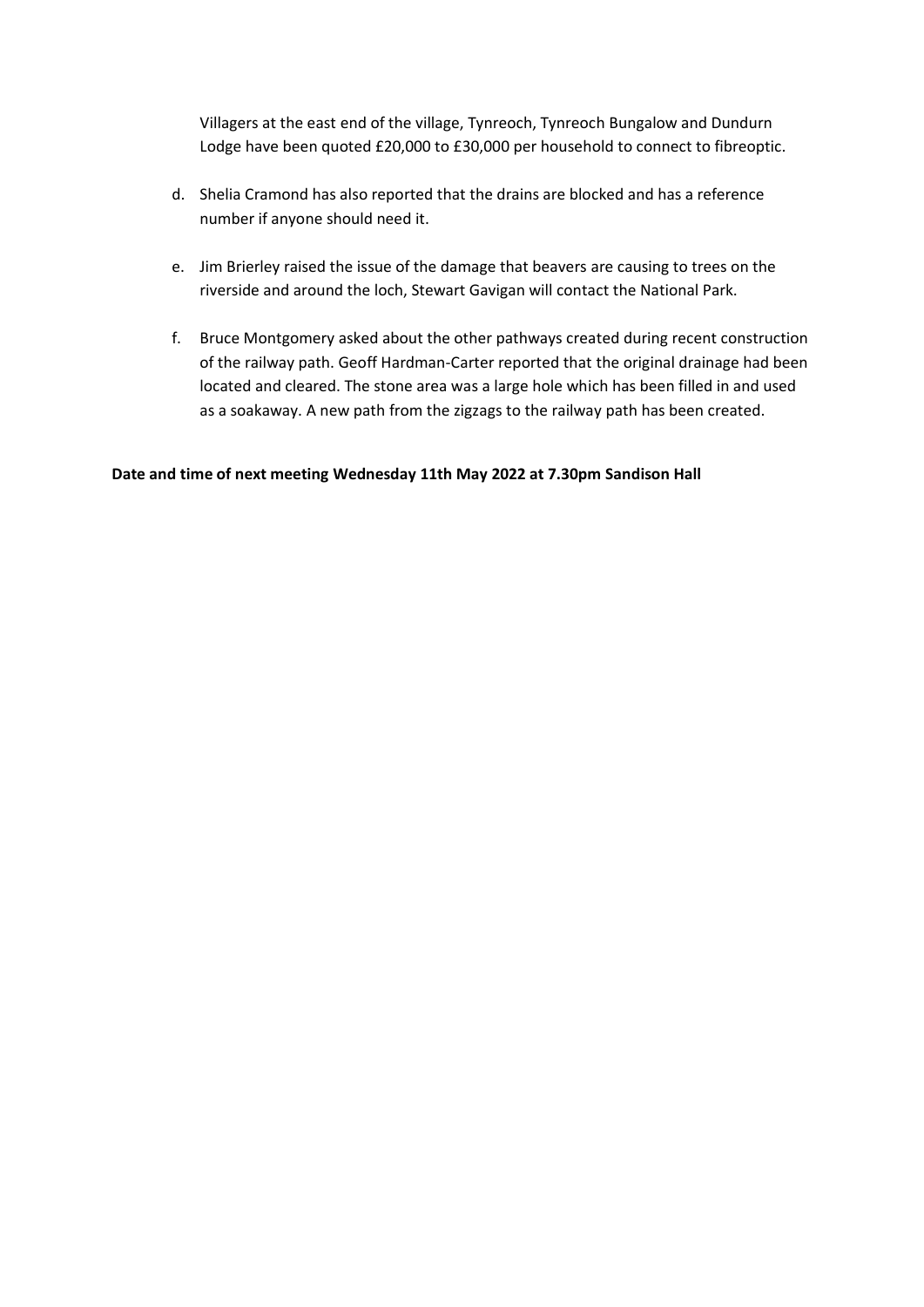Villagers at the east end of the village, Tynreoch, Tynreoch Bungalow and Dundurn Lodge have been quoted £20,000 to £30,000 per household to connect to fibreoptic.

d. Shelia Cramond has also reported that the drains are blocked and has a reference number if anyone should need it.

e. Jim Brierley raised the issue of the damage that beavers are causing to trees on the riverside and around the loch, Stewart Gavigan will contact the National Park.

f. Bruce Montgomery asked about the other pathways created during recent construction of the railway path. Geoff Hardman-Carter reported that the original drainage had been located and cleared. The stone area was a large hole which has been filled in and used as a soakaway. A new path from the zigzags to the railway path has been created.

**Date and time of next meeting Wednesday 11th May 2022 at 7.30pm Sandison Hall**